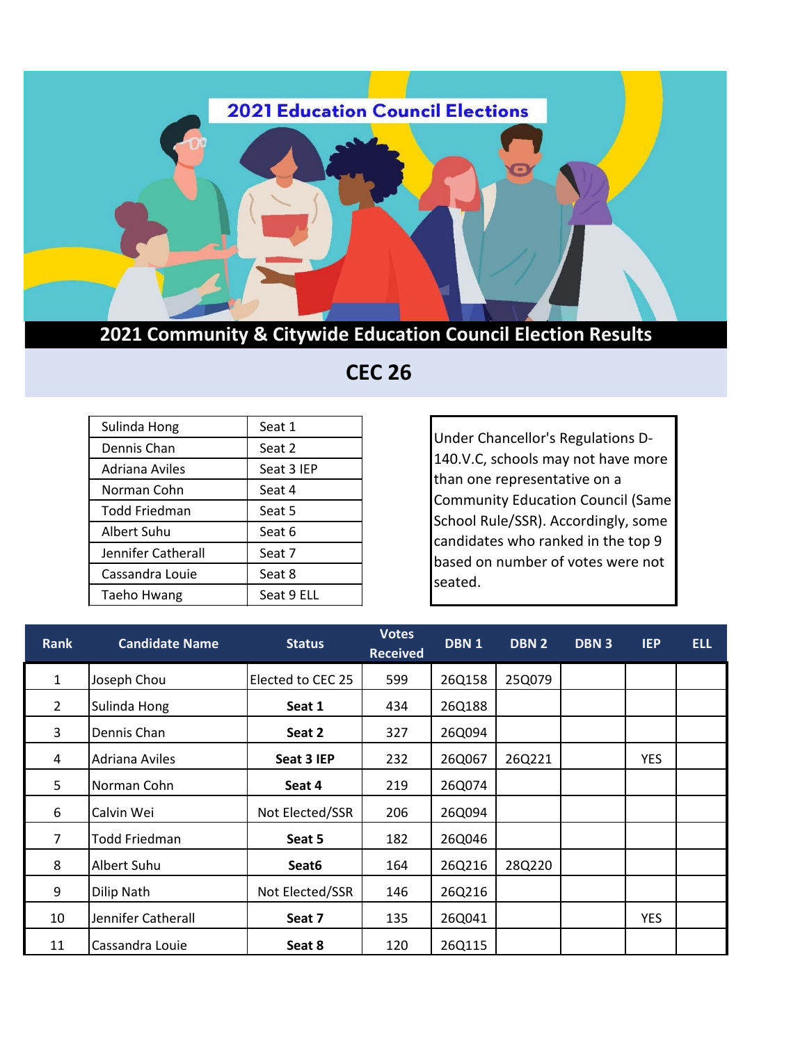# 2021 Education Council Elections

## 2021 Community & Citywide Education Council Election Results

## CEC 26

| | |
|---|---|
| Sulinda Hong | Seat 1 |
| Dennis Chan | Seat 2 |
| Adriana Aviles | Seat 3 IEP |
| Norman Cohn | Seat 4 |
| Todd Friedman | Seat 5 |
| Albert Suhu | Seat 6 |
| Jennifer Catherall | Seat 7 |
| Cassandra Louie | Seat 8 |
| Taeho Hwang | Seat 9 ELL |

Under Chancellor's Regulations D-140.V.C, schools may not have more than one representative on a Community Education Council (Same School Rule/SSR). Accordingly, some candidates who ranked in the top 9 based on number of votes were not seated.

| Rank | Candidate Name | Status | Votes Received | DBN 1 | DBN 2 | DBN 3 | IEP | ELL |
|---|---|---|---|---|---|---|---|---|
| 1 | Joseph Chou | Elected to CEC 25 | 599 | 26Q158 | 25Q079 | | | |
| 2 | Sulinda Hong | **Seat 1** | 434 | 26Q188 | | | | |
| 3 | Dennis Chan | **Seat 2** | 327 | 26Q094 | | | | |
| 4 | Adriana Aviles | **Seat 3 IEP** | 232 | 26Q067 | 26Q221 | | YES | |
| 5 | Norman Cohn | **Seat 4** | 219 | 26Q074 | | | | |
| 6 | Calvin Wei | Not Elected/SSR | 206 | 26Q094 | | | | |
| 7 | Todd Friedman | **Seat 5** | 182 | 26Q046 | | | | |
| 8 | Albert Suhu | **Seat6** | 164 | 26Q216 | 28Q220 | | | |
| 9 | Dilip Nath | Not Elected/SSR | 146 | 26Q216 | | | | |
| 10 | Jennifer Catherall | **Seat 7** | 135 | 26Q041 | | | YES | |
| 11 | Cassandra Louie | **Seat 8** | 120 | 26Q115 | | | | |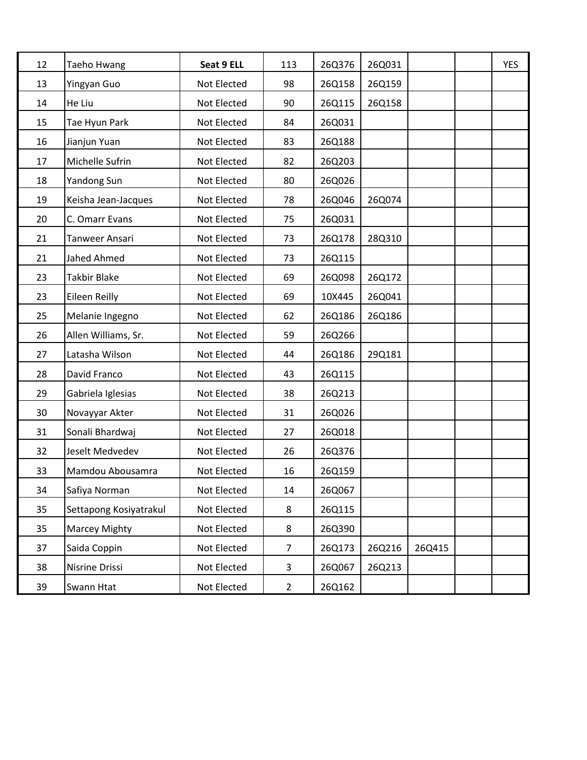| | | | | | | | | |
|---|---|---|---|---|---|---|---|---|
| 12 | Taeho Hwang | **Seat 9 ELL** | 113 | 26Q376 | 26Q031 | | | YES |
| 13 | Yingyan Guo | Not Elected | 98 | 26Q158 | 26Q159 | | | |
| 14 | He Liu | Not Elected | 90 | 26Q115 | 26Q158 | | | |
| 15 | Tae Hyun Park | Not Elected | 84 | 26Q031 | | | | |
| 16 | Jianjun Yuan | Not Elected | 83 | 26Q188 | | | | |
| 17 | Michelle Sufrin | Not Elected | 82 | 26Q203 | | | | |
| 18 | Yandong Sun | Not Elected | 80 | 26Q026 | | | | |
| 19 | Keisha Jean-Jacques | Not Elected | 78 | 26Q046 | 26Q074 | | | |
| 20 | C. Omarr Evans | Not Elected | 75 | 26Q031 | | | | |
| 21 | Tanweer Ansari | Not Elected | 73 | 26Q178 | 28Q310 | | | |
| 21 | Jahed Ahmed | Not Elected | 73 | 26Q115 | | | | |
| 23 | Takbir Blake | Not Elected | 69 | 26Q098 | 26Q172 | | | |
| 23 | Eileen Reilly | Not Elected | 69 | 10X445 | 26Q041 | | | |
| 25 | Melanie Ingegno | Not Elected | 62 | 26Q186 | 26Q186 | | | |
| 26 | Allen Williams, Sr. | Not Elected | 59 | 26Q266 | | | | |
| 27 | Latasha Wilson | Not Elected | 44 | 26Q186 | 29Q181 | | | |
| 28 | David Franco | Not Elected | 43 | 26Q115 | | | | |
| 29 | Gabriela Iglesias | Not Elected | 38 | 26Q213 | | | | |
| 30 | Novayyar Akter | Not Elected | 31 | 26Q026 | | | | |
| 31 | Sonali Bhardwaj | Not Elected | 27 | 26Q018 | | | | |
| 32 | Jeselt Medvedev | Not Elected | 26 | 26Q376 | | | | |
| 33 | Mamdou Abousamra | Not Elected | 16 | 26Q159 | | | | |
| 34 | Safiya Norman | Not Elected | 14 | 26Q067 | | | | |
| 35 | Settapong Kosiyatrakul | Not Elected | 8 | 26Q115 | | | | |
| 35 | Marcey Mighty | Not Elected | 8 | 26Q390 | | | | |
| 37 | Saida Coppin | Not Elected | 7 | 26Q173 | 26Q216 | 26Q415 | | |
| 38 | Nisrine Drissi | Not Elected | 3 | 26Q067 | 26Q213 | | | |
| 39 | Swann Htat | Not Elected | 2 | 26Q162 | | | | |